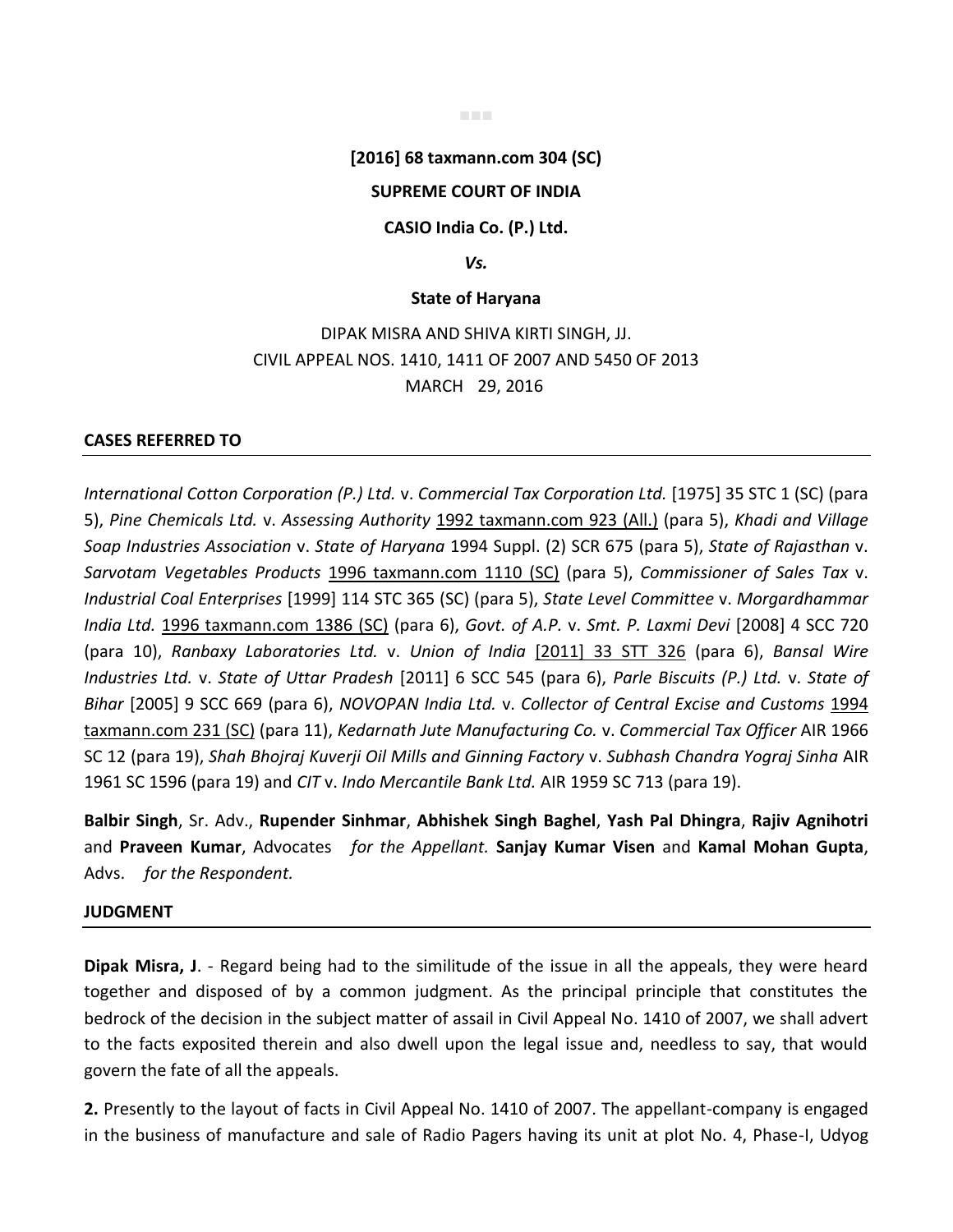**[2016] 68 taxmann.com 304 (SC)**

**SUPREME COURT OF INDIA**

**CASIO India Co. (P.) Ltd.**

***Vs.***

**State of Haryana**

DIPAK MISRA AND SHIVA KIRTI SINGH, JJ.
CIVIL APPEAL NOS. 1410, 1411 OF 2007 AND 5450 OF 2013
MARCH 29, 2016

## CASES REFERRED TO

*International Cotton Corporation (P.) Ltd.* v. *Commercial Tax Corporation Ltd.* [1975] 35 STC 1 (SC) (para 5), *Pine Chemicals Ltd.* v. *Assessing Authority* 1992 taxmann.com 923 (All.) (para 5), *Khadi and Village Soap Industries Association* v. *State of Haryana* 1994 Suppl. (2) SCR 675 (para 5), *State of Rajasthan* v. *Sarvotam Vegetables Products* 1996 taxmann.com 1110 (SC) (para 5), *Commissioner of Sales Tax* v. *Industrial Coal Enterprises* [1999] 114 STC 365 (SC) (para 5), *State Level Committee* v. *Morgardhammar India Ltd.* 1996 taxmann.com 1386 (SC) (para 6), *Govt. of A.P.* v. *Smt. P. Laxmi Devi* [2008] 4 SCC 720 (para 10), *Ranbaxy Laboratories Ltd.* v. *Union of India* [2011] 33 STT 326 (para 6), *Bansal Wire Industries Ltd.* v. *State of Uttar Pradesh* [2011] 6 SCC 545 (para 6), *Parle Biscuits (P.) Ltd.* v. *State of Bihar* [2005] 9 SCC 669 (para 6), *NOVOPAN India Ltd.* v. *Collector of Central Excise and Customs* 1994 taxmann.com 231 (SC) (para 11), *Kedarnath Jute Manufacturing Co.* v. *Commercial Tax Officer* AIR 1966 SC 12 (para 19), *Shah Bhojraj Kuverji Oil Mills and Ginning Factory* v. *Subhash Chandra Yograj Sinha* AIR 1961 SC 1596 (para 19) and *CIT* v. *Indo Mercantile Bank Ltd.* AIR 1959 SC 713 (para 19).

**Balbir Singh**, Sr. Adv., **Rupender Sinhmar**, **Abhishek Singh Baghel**, **Yash Pal Dhingra**, **Rajiv Agnihotri** and **Praveen Kumar**, Advocates *for the Appellant.* **Sanjay Kumar Visen** and **Kamal Mohan Gupta**, Advs. *for the Respondent.*

## JUDGMENT

**Dipak Misra, J**. - Regard being had to the similitude of the issue in all the appeals, they were heard together and disposed of by a common judgment. As the principal principle that constitutes the bedrock of the decision in the subject matter of assail in Civil Appeal No. 1410 of 2007, we shall advert to the facts exposited therein and also dwell upon the legal issue and, needless to say, that would govern the fate of all the appeals.

**2.** Presently to the layout of facts in Civil Appeal No. 1410 of 2007. The appellant-company is engaged in the business of manufacture and sale of Radio Pagers having its unit at plot No. 4, Phase-I, Udyog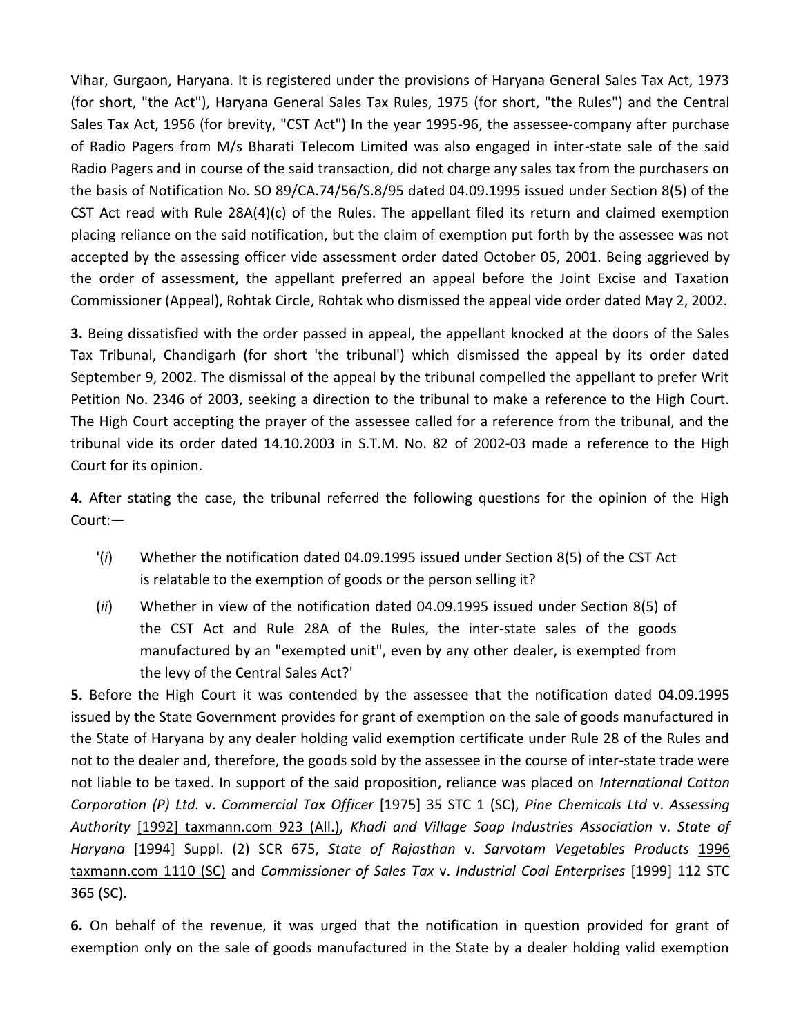Vihar, Gurgaon, Haryana. It is registered under the provisions of Haryana General Sales Tax Act, 1973 (for short, "the Act"), Haryana General Sales Tax Rules, 1975 (for short, "the Rules") and the Central Sales Tax Act, 1956 (for brevity, "CST Act") In the year 1995-96, the assessee-company after purchase of Radio Pagers from M/s Bharati Telecom Limited was also engaged in inter-state sale of the said Radio Pagers and in course of the said transaction, did not charge any sales tax from the purchasers on the basis of Notification No. SO 89/CA.74/56/S.8/95 dated 04.09.1995 issued under Section 8(5) of the CST Act read with Rule 28A(4)(c) of the Rules. The appellant filed its return and claimed exemption placing reliance on the said notification, but the claim of exemption put forth by the assessee was not accepted by the assessing officer vide assessment order dated October 05, 2001. Being aggrieved by the order of assessment, the appellant preferred an appeal before the Joint Excise and Taxation Commissioner (Appeal), Rohtak Circle, Rohtak who dismissed the appeal vide order dated May 2, 2002.

**3.** Being dissatisfied with the order passed in appeal, the appellant knocked at the doors of the Sales Tax Tribunal, Chandigarh (for short 'the tribunal') which dismissed the appeal by its order dated September 9, 2002. The dismissal of the appeal by the tribunal compelled the appellant to prefer Writ Petition No. 2346 of 2003, seeking a direction to the tribunal to make a reference to the High Court. The High Court accepting the prayer of the assessee called for a reference from the tribunal, and the tribunal vide its order dated 14.10.2003 in S.T.M. No. 82 of 2002-03 made a reference to the High Court for its opinion.

**4.** After stating the case, the tribunal referred the following questions for the opinion of the High Court:—

> '(*i*) Whether the notification dated 04.09.1995 issued under Section 8(5) of the CST Act is relatable to the exemption of goods or the person selling it?
>
> (*ii*) Whether in view of the notification dated 04.09.1995 issued under Section 8(5) of the CST Act and Rule 28A of the Rules, the inter-state sales of the goods manufactured by an "exempted unit", even by any other dealer, is exempted from the levy of the Central Sales Act?'

**5.** Before the High Court it was contended by the assessee that the notification dated 04.09.1995 issued by the State Government provides for grant of exemption on the sale of goods manufactured in the State of Haryana by any dealer holding valid exemption certificate under Rule 28 of the Rules and not to the dealer and, therefore, the goods sold by the assessee in the course of inter-state trade were not liable to be taxed. In support of the said proposition, reliance was placed on *International Cotton Corporation (P) Ltd.* v. *Commercial Tax Officer* [1975] 35 STC 1 (SC), *Pine Chemicals Ltd* v. *Assessing Authority* [1992] taxmann.com 923 (All.), *Khadi and Village Soap Industries Association* v. *State of Haryana* [1994] Suppl. (2) SCR 675, *State of Rajasthan* v. *Sarvotam Vegetables Products* 1996 taxmann.com 1110 (SC) and *Commissioner of Sales Tax* v. *Industrial Coal Enterprises* [1999] 112 STC 365 (SC).

**6.** On behalf of the revenue, it was urged that the notification in question provided for grant of exemption only on the sale of goods manufactured in the State by a dealer holding valid exemption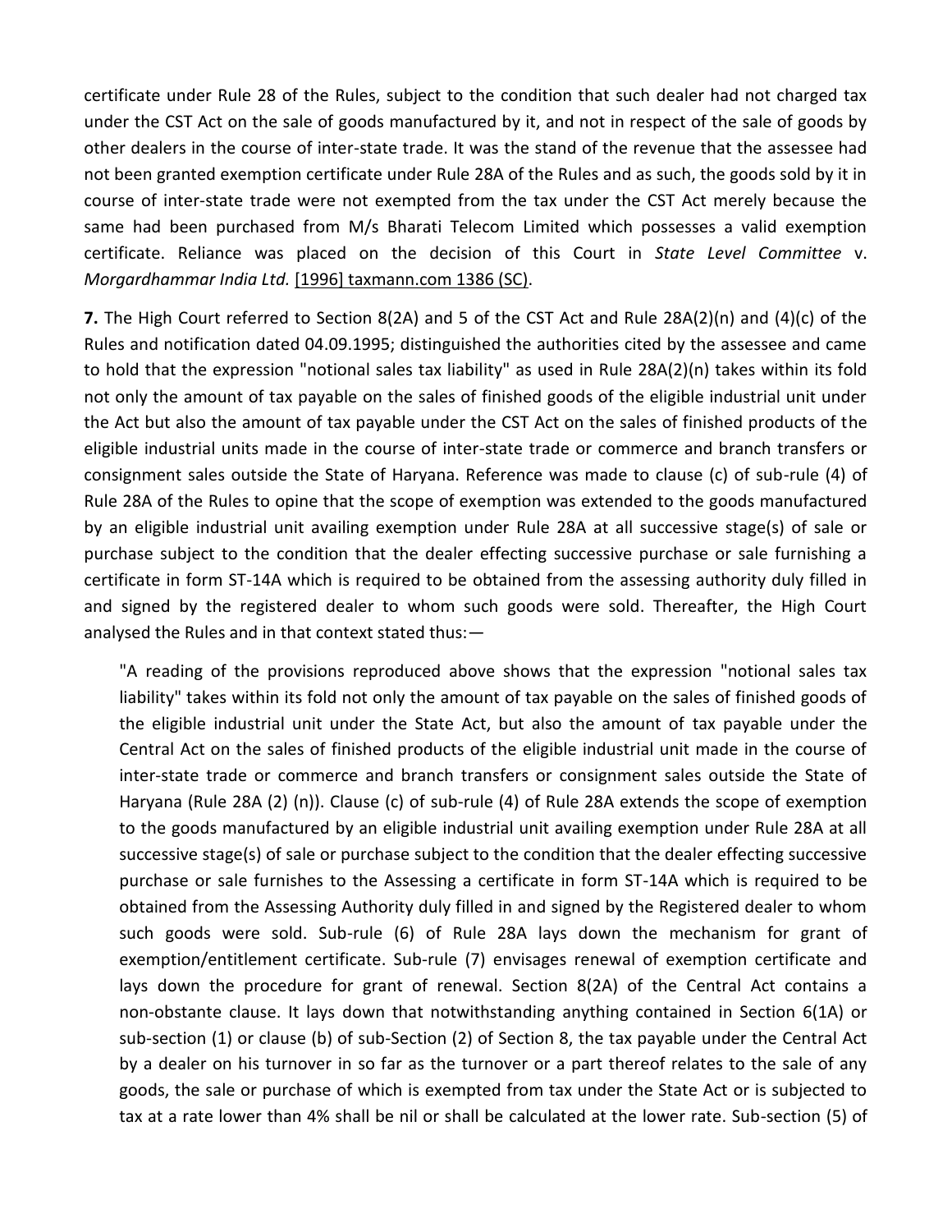certificate under Rule 28 of the Rules, subject to the condition that such dealer had not charged tax under the CST Act on the sale of goods manufactured by it, and not in respect of the sale of goods by other dealers in the course of inter-state trade. It was the stand of the revenue that the assessee had not been granted exemption certificate under Rule 28A of the Rules and as such, the goods sold by it in course of inter-state trade were not exempted from the tax under the CST Act merely because the same had been purchased from M/s Bharati Telecom Limited which possesses a valid exemption certificate. Reliance was placed on the decision of this Court in *State Level Committee* v. *Morgardhammar India Ltd.* [1996] taxmann.com 1386 (SC).

**7.** The High Court referred to Section 8(2A) and 5 of the CST Act and Rule 28A(2)(n) and (4)(c) of the Rules and notification dated 04.09.1995; distinguished the authorities cited by the assessee and came to hold that the expression "notional sales tax liability" as used in Rule 28A(2)(n) takes within its fold not only the amount of tax payable on the sales of finished goods of the eligible industrial unit under the Act but also the amount of tax payable under the CST Act on the sales of finished products of the eligible industrial units made in the course of inter-state trade or commerce and branch transfers or consignment sales outside the State of Haryana. Reference was made to clause (c) of sub-rule (4) of Rule 28A of the Rules to opine that the scope of exemption was extended to the goods manufactured by an eligible industrial unit availing exemption under Rule 28A at all successive stage(s) of sale or purchase subject to the condition that the dealer effecting successive purchase or sale furnishing a certificate in form ST-14A which is required to be obtained from the assessing authority duly filled in and signed by the registered dealer to whom such goods were sold. Thereafter, the High Court analysed the Rules and in that context stated thus:—

> "A reading of the provisions reproduced above shows that the expression "notional sales tax liability" takes within its fold not only the amount of tax payable on the sales of finished goods of the eligible industrial unit under the State Act, but also the amount of tax payable under the Central Act on the sales of finished products of the eligible industrial unit made in the course of inter-state trade or commerce and branch transfers or consignment sales outside the State of Haryana (Rule 28A (2) (n)). Clause (c) of sub-rule (4) of Rule 28A extends the scope of exemption to the goods manufactured by an eligible industrial unit availing exemption under Rule 28A at all successive stage(s) of sale or purchase subject to the condition that the dealer effecting successive purchase or sale furnishes to the Assessing a certificate in form ST-14A which is required to be obtained from the Assessing Authority duly filled in and signed by the Registered dealer to whom such goods were sold. Sub-rule (6) of Rule 28A lays down the mechanism for grant of exemption/entitlement certificate. Sub-rule (7) envisages renewal of exemption certificate and lays down the procedure for grant of renewal. Section 8(2A) of the Central Act contains a non-obstante clause. It lays down that notwithstanding anything contained in Section 6(1A) or sub-section (1) or clause (b) of sub-Section (2) of Section 8, the tax payable under the Central Act by a dealer on his turnover in so far as the turnover or a part thereof relates to the sale of any goods, the sale or purchase of which is exempted from tax under the State Act or is subjected to tax at a rate lower than 4% shall be nil or shall be calculated at the lower rate. Sub-section (5) of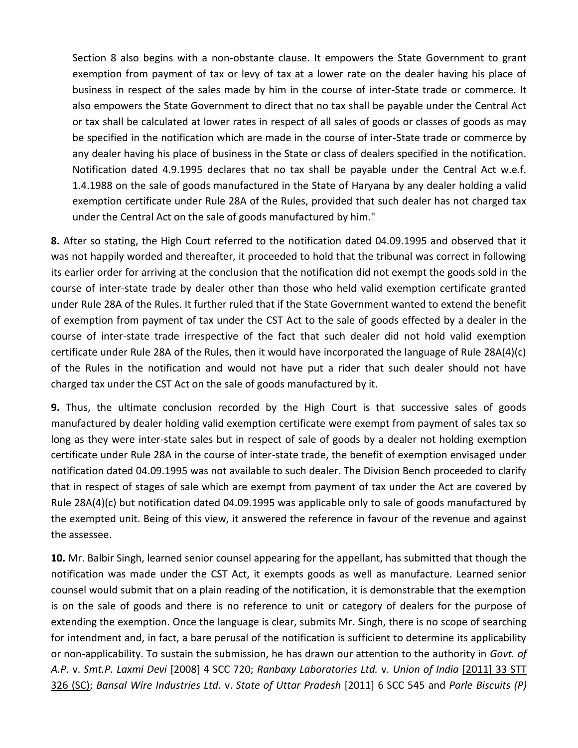Section 8 also begins with a non-obstante clause. It empowers the State Government to grant exemption from payment of tax or levy of tax at a lower rate on the dealer having his place of business in respect of the sales made by him in the course of inter-State trade or commerce. It also empowers the State Government to direct that no tax shall be payable under the Central Act or tax shall be calculated at lower rates in respect of all sales of goods or classes of goods as may be specified in the notification which are made in the course of inter-State trade or commerce by any dealer having his place of business in the State or class of dealers specified in the notification. Notification dated 4.9.1995 declares that no tax shall be payable under the Central Act w.e.f. 1.4.1988 on the sale of goods manufactured in the State of Haryana by any dealer holding a valid exemption certificate under Rule 28A of the Rules, provided that such dealer has not charged tax under the Central Act on the sale of goods manufactured by him."

**8.** After so stating, the High Court referred to the notification dated 04.09.1995 and observed that it was not happily worded and thereafter, it proceeded to hold that the tribunal was correct in following its earlier order for arriving at the conclusion that the notification did not exempt the goods sold in the course of inter-state trade by dealer other than those who held valid exemption certificate granted under Rule 28A of the Rules. It further ruled that if the State Government wanted to extend the benefit of exemption from payment of tax under the CST Act to the sale of goods effected by a dealer in the course of inter-state trade irrespective of the fact that such dealer did not hold valid exemption certificate under Rule 28A of the Rules, then it would have incorporated the language of Rule 28A(4)(c) of the Rules in the notification and would not have put a rider that such dealer should not have charged tax under the CST Act on the sale of goods manufactured by it.

**9.** Thus, the ultimate conclusion recorded by the High Court is that successive sales of goods manufactured by dealer holding valid exemption certificate were exempt from payment of sales tax so long as they were inter-state sales but in respect of sale of goods by a dealer not holding exemption certificate under Rule 28A in the course of inter-state trade, the benefit of exemption envisaged under notification dated 04.09.1995 was not available to such dealer. The Division Bench proceeded to clarify that in respect of stages of sale which are exempt from payment of tax under the Act are covered by Rule 28A(4)(c) but notification dated 04.09.1995 was applicable only to sale of goods manufactured by the exempted unit. Being of this view, it answered the reference in favour of the revenue and against the assessee.

**10.** Mr. Balbir Singh, learned senior counsel appearing for the appellant, has submitted that though the notification was made under the CST Act, it exempts goods as well as manufacture. Learned senior counsel would submit that on a plain reading of the notification, it is demonstrable that the exemption is on the sale of goods and there is no reference to unit or category of dealers for the purpose of extending the exemption. Once the language is clear, submits Mr. Singh, there is no scope of searching for intendment and, in fact, a bare perusal of the notification is sufficient to determine its applicability or non-applicability. To sustain the submission, he has drawn our attention to the authority in *Govt. of A.P.* v. *Smt.P. Laxmi Devi* [2008] 4 SCC 720; *Ranbaxy Laboratories Ltd.* v. *Union of India* [2011] 33 STT 326 (SC); *Bansal Wire Industries Ltd.* v. *State of Uttar Pradesh* [2011] 6 SCC 545 and *Parle Biscuits (P)*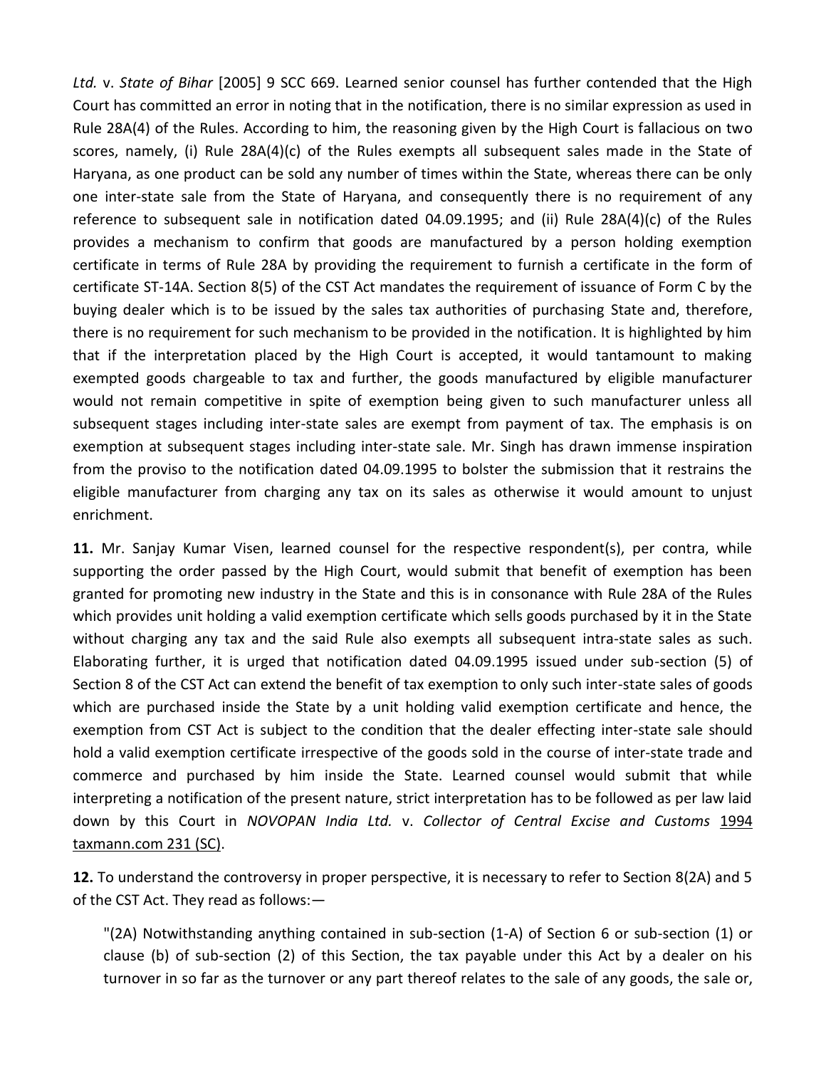*Ltd.* v. *State of Bihar* [2005] 9 SCC 669. Learned senior counsel has further contended that the High Court has committed an error in noting that in the notification, there is no similar expression as used in Rule 28A(4) of the Rules. According to him, the reasoning given by the High Court is fallacious on two scores, namely, (i) Rule 28A(4)(c) of the Rules exempts all subsequent sales made in the State of Haryana, as one product can be sold any number of times within the State, whereas there can be only one inter-state sale from the State of Haryana, and consequently there is no requirement of any reference to subsequent sale in notification dated 04.09.1995; and (ii) Rule 28A(4)(c) of the Rules provides a mechanism to confirm that goods are manufactured by a person holding exemption certificate in terms of Rule 28A by providing the requirement to furnish a certificate in the form of certificate ST-14A. Section 8(5) of the CST Act mandates the requirement of issuance of Form C by the buying dealer which is to be issued by the sales tax authorities of purchasing State and, therefore, there is no requirement for such mechanism to be provided in the notification. It is highlighted by him that if the interpretation placed by the High Court is accepted, it would tantamount to making exempted goods chargeable to tax and further, the goods manufactured by eligible manufacturer would not remain competitive in spite of exemption being given to such manufacturer unless all subsequent stages including inter-state sales are exempt from payment of tax. The emphasis is on exemption at subsequent stages including inter-state sale. Mr. Singh has drawn immense inspiration from the proviso to the notification dated 04.09.1995 to bolster the submission that it restrains the eligible manufacturer from charging any tax on its sales as otherwise it would amount to unjust enrichment.

**11.** Mr. Sanjay Kumar Visen, learned counsel for the respective respondent(s), per contra, while supporting the order passed by the High Court, would submit that benefit of exemption has been granted for promoting new industry in the State and this is in consonance with Rule 28A of the Rules which provides unit holding a valid exemption certificate which sells goods purchased by it in the State without charging any tax and the said Rule also exempts all subsequent intra-state sales as such. Elaborating further, it is urged that notification dated 04.09.1995 issued under sub-section (5) of Section 8 of the CST Act can extend the benefit of tax exemption to only such inter-state sales of goods which are purchased inside the State by a unit holding valid exemption certificate and hence, the exemption from CST Act is subject to the condition that the dealer effecting inter-state sale should hold a valid exemption certificate irrespective of the goods sold in the course of inter-state trade and commerce and purchased by him inside the State. Learned counsel would submit that while interpreting a notification of the present nature, strict interpretation has to be followed as per law laid down by this Court in *NOVOPAN India Ltd.* v. *Collector of Central Excise and Customs* 1994 taxmann.com 231 (SC).

**12.** To understand the controversy in proper perspective, it is necessary to refer to Section 8(2A) and 5 of the CST Act. They read as follows:—

> "(2A) Notwithstanding anything contained in sub-section (1-A) of Section 6 or sub-section (1) or clause (b) of sub-section (2) of this Section, the tax payable under this Act by a dealer on his turnover in so far as the turnover or any part thereof relates to the sale of any goods, the sale or,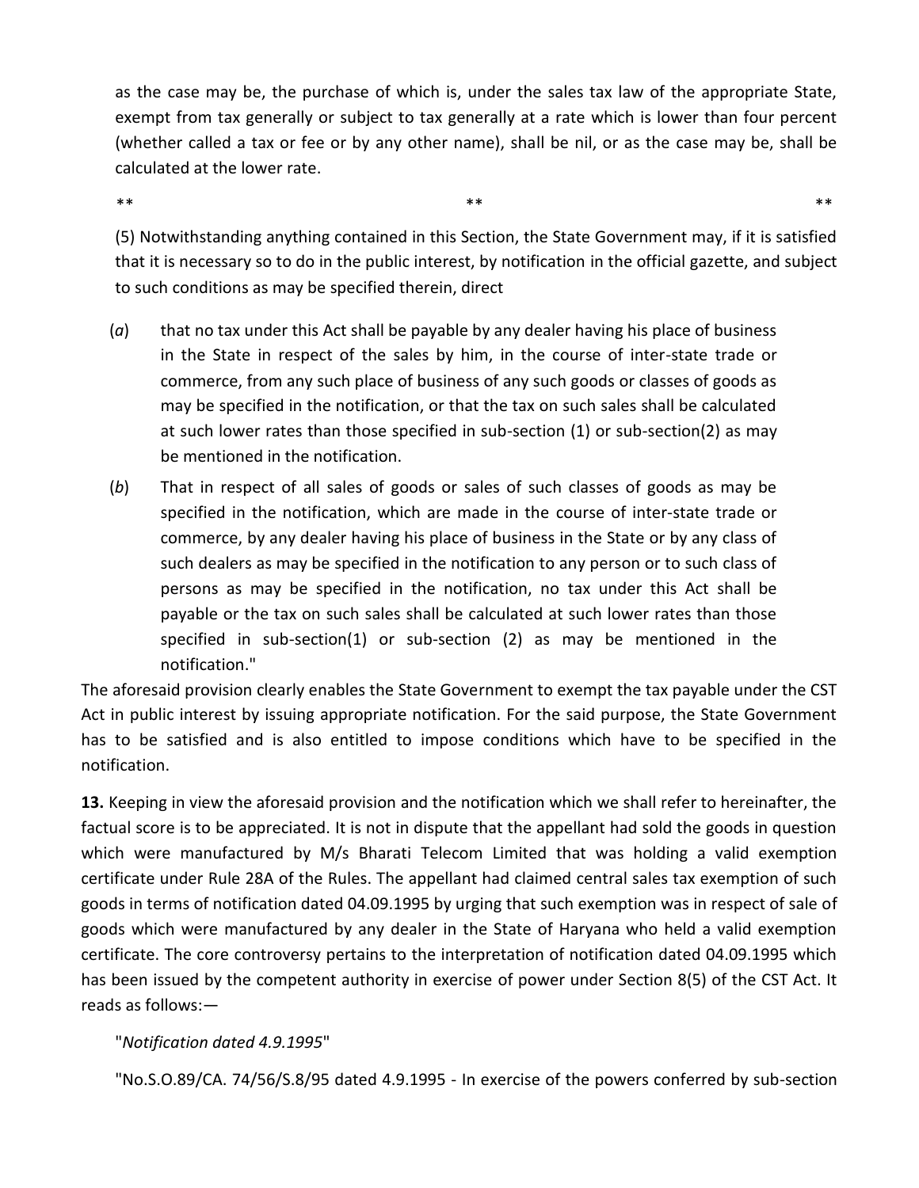as the case may be, the purchase of which is, under the sales tax law of the appropriate State, exempt from tax generally or subject to tax generally at a rate which is lower than four percent (whether called a tax or fee or by any other name), shall be nil, or as the case may be, shall be calculated at the lower rate.

** ** **

(5) Notwithstanding anything contained in this Section, the State Government may, if it is satisfied that it is necessary so to do in the public interest, by notification in the official gazette, and subject to such conditions as may be specified therein, direct

(*a*) that no tax under this Act shall be payable by any dealer having his place of business in the State in respect of the sales by him, in the course of inter-state trade or commerce, from any such place of business of any such goods or classes of goods as may be specified in the notification, or that the tax on such sales shall be calculated at such lower rates than those specified in sub-section (1) or sub-section(2) as may be mentioned in the notification.

(*b*) That in respect of all sales of goods or sales of such classes of goods as may be specified in the notification, which are made in the course of inter-state trade or commerce, by any dealer having his place of business in the State or by any class of such dealers as may be specified in the notification to any person or to such class of persons as may be specified in the notification, no tax under this Act shall be payable or the tax on such sales shall be calculated at such lower rates than those specified in sub-section(1) or sub-section (2) as may be mentioned in the notification."

The aforesaid provision clearly enables the State Government to exempt the tax payable under the CST Act in public interest by issuing appropriate notification. For the said purpose, the State Government has to be satisfied and is also entitled to impose conditions which have to be specified in the notification.

**13.** Keeping in view the aforesaid provision and the notification which we shall refer to hereinafter, the factual score is to be appreciated. It is not in dispute that the appellant had sold the goods in question which were manufactured by M/s Bharati Telecom Limited that was holding a valid exemption certificate under Rule 28A of the Rules. The appellant had claimed central sales tax exemption of such goods in terms of notification dated 04.09.1995 by urging that such exemption was in respect of sale of goods which were manufactured by any dealer in the State of Haryana who held a valid exemption certificate. The core controversy pertains to the interpretation of notification dated 04.09.1995 which has been issued by the competent authority in exercise of power under Section 8(5) of the CST Act. It reads as follows:—

"*Notification dated 4.9.1995*"

"No.S.O.89/CA. 74/56/S.8/95 dated 4.9.1995 - In exercise of the powers conferred by sub-section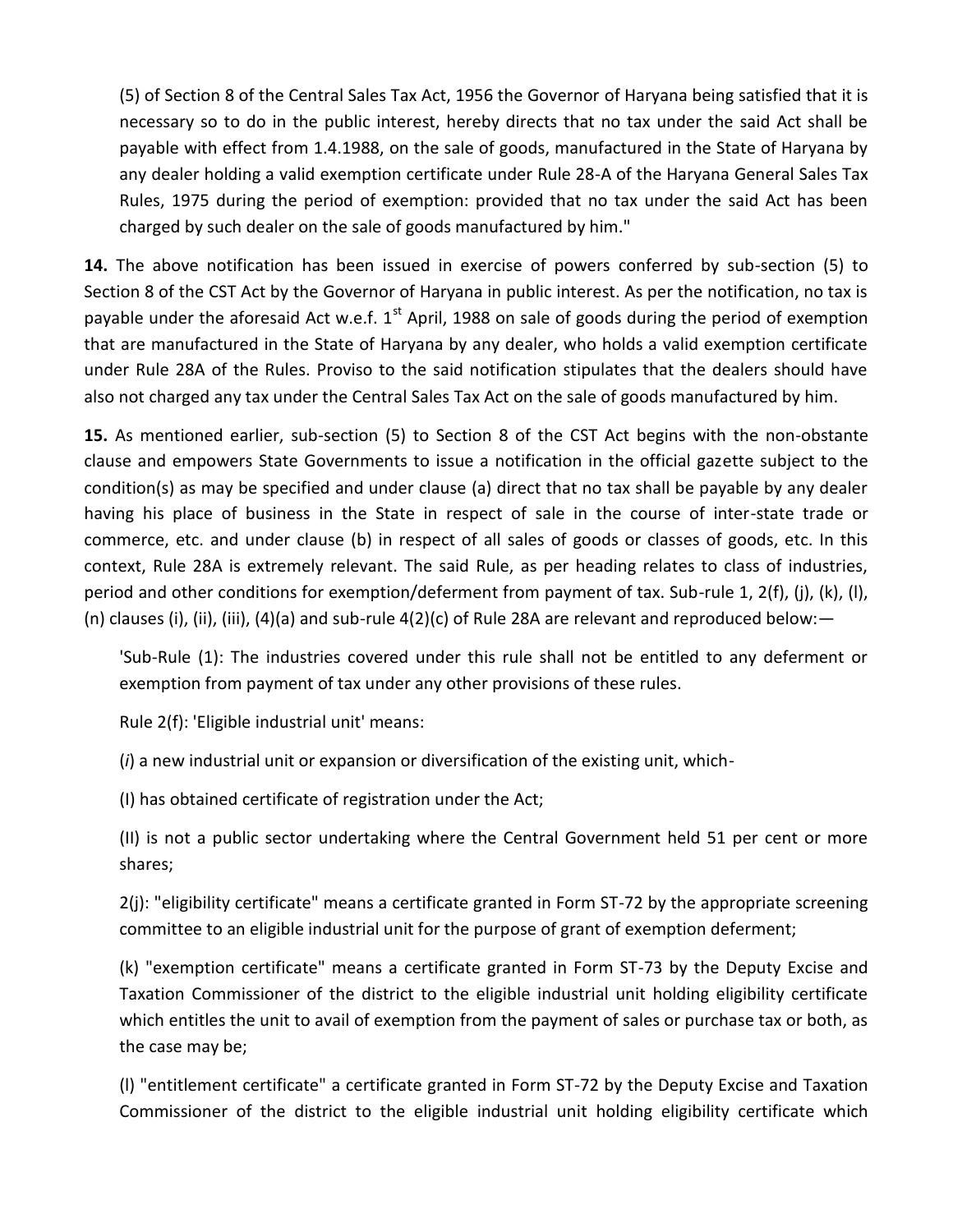(5) of Section 8 of the Central Sales Tax Act, 1956 the Governor of Haryana being satisfied that it is necessary so to do in the public interest, hereby directs that no tax under the said Act shall be payable with effect from 1.4.1988, on the sale of goods, manufactured in the State of Haryana by any dealer holding a valid exemption certificate under Rule 28-A of the Haryana General Sales Tax Rules, 1975 during the period of exemption: provided that no tax under the said Act has been charged by such dealer on the sale of goods manufactured by him."

**14.** The above notification has been issued in exercise of powers conferred by sub-section (5) to Section 8 of the CST Act by the Governor of Haryana in public interest. As per the notification, no tax is payable under the aforesaid Act w.e.f. 1st April, 1988 on sale of goods during the period of exemption that are manufactured in the State of Haryana by any dealer, who holds a valid exemption certificate under Rule 28A of the Rules. Proviso to the said notification stipulates that the dealers should have also not charged any tax under the Central Sales Tax Act on the sale of goods manufactured by him.

**15.** As mentioned earlier, sub-section (5) to Section 8 of the CST Act begins with the non-obstante clause and empowers State Governments to issue a notification in the official gazette subject to the condition(s) as may be specified and under clause (a) direct that no tax shall be payable by any dealer having his place of business in the State in respect of sale in the course of inter-state trade or commerce, etc. and under clause (b) in respect of all sales of goods or classes of goods, etc. In this context, Rule 28A is extremely relevant. The said Rule, as per heading relates to class of industries, period and other conditions for exemption/deferment from payment of tax. Sub-rule 1, 2(f), (j), (k), (l), (n) clauses (i), (ii), (iii), (4)(a) and sub-rule 4(2)(c) of Rule 28A are relevant and reproduced below:—

'Sub-Rule (1): The industries covered under this rule shall not be entitled to any deferment or exemption from payment of tax under any other provisions of these rules.

Rule 2(f): 'Eligible industrial unit' means:

(*i*) a new industrial unit or expansion or diversification of the existing unit, which-

(I) has obtained certificate of registration under the Act;

(II) is not a public sector undertaking where the Central Government held 51 per cent or more shares;

2(j): "eligibility certificate" means a certificate granted in Form ST-72 by the appropriate screening committee to an eligible industrial unit for the purpose of grant of exemption deferment;

(k) "exemption certificate" means a certificate granted in Form ST-73 by the Deputy Excise and Taxation Commissioner of the district to the eligible industrial unit holding eligibility certificate which entitles the unit to avail of exemption from the payment of sales or purchase tax or both, as the case may be;

(l) "entitlement certificate" a certificate granted in Form ST-72 by the Deputy Excise and Taxation Commissioner of the district to the eligible industrial unit holding eligibility certificate which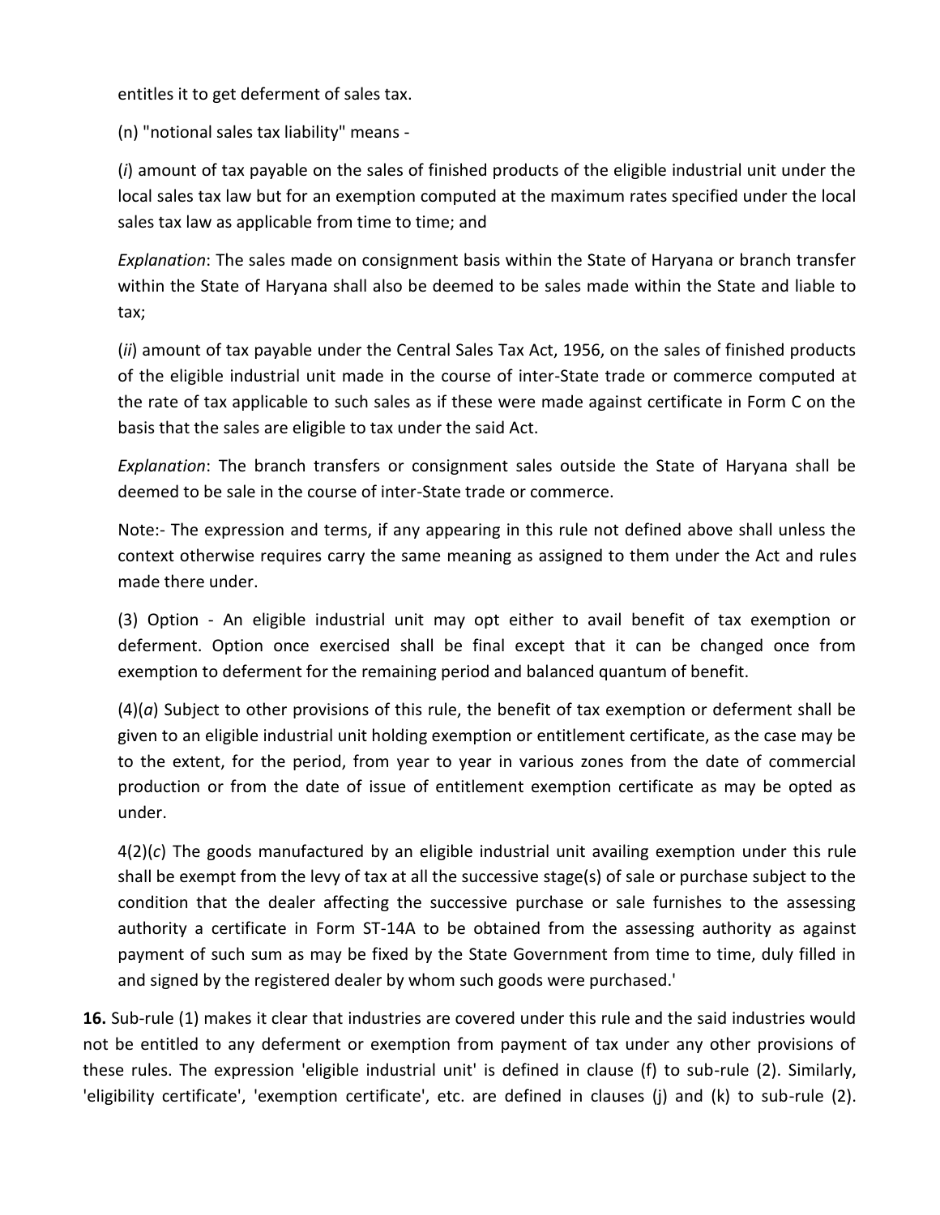entitles it to get deferment of sales tax.

(n) "notional sales tax liability" means -

(*i*) amount of tax payable on the sales of finished products of the eligible industrial unit under the local sales tax law but for an exemption computed at the maximum rates specified under the local sales tax law as applicable from time to time; and

*Explanation*: The sales made on consignment basis within the State of Haryana or branch transfer within the State of Haryana shall also be deemed to be sales made within the State and liable to tax;

(*ii*) amount of tax payable under the Central Sales Tax Act, 1956, on the sales of finished products of the eligible industrial unit made in the course of inter-State trade or commerce computed at the rate of tax applicable to such sales as if these were made against certificate in Form C on the basis that the sales are eligible to tax under the said Act.

*Explanation*: The branch transfers or consignment sales outside the State of Haryana shall be deemed to be sale in the course of inter-State trade or commerce.

Note:- The expression and terms, if any appearing in this rule not defined above shall unless the context otherwise requires carry the same meaning as assigned to them under the Act and rules made there under.

(3) Option - An eligible industrial unit may opt either to avail benefit of tax exemption or deferment. Option once exercised shall be final except that it can be changed once from exemption to deferment for the remaining period and balanced quantum of benefit.

(4)(*a*) Subject to other provisions of this rule, the benefit of tax exemption or deferment shall be given to an eligible industrial unit holding exemption or entitlement certificate, as the case may be to the extent, for the period, from year to year in various zones from the date of commercial production or from the date of issue of entitlement exemption certificate as may be opted as under.

4(2)(*c*) The goods manufactured by an eligible industrial unit availing exemption under this rule shall be exempt from the levy of tax at all the successive stage(s) of sale or purchase subject to the condition that the dealer affecting the successive purchase or sale furnishes to the assessing authority a certificate in Form ST-14A to be obtained from the assessing authority as against payment of such sum as may be fixed by the State Government from time to time, duly filled in and signed by the registered dealer by whom such goods were purchased.'

**16.** Sub-rule (1) makes it clear that industries are covered under this rule and the said industries would not be entitled to any deferment or exemption from payment of tax under any other provisions of these rules. The expression 'eligible industrial unit' is defined in clause (f) to sub-rule (2). Similarly, 'eligibility certificate', 'exemption certificate', etc. are defined in clauses (j) and (k) to sub-rule (2).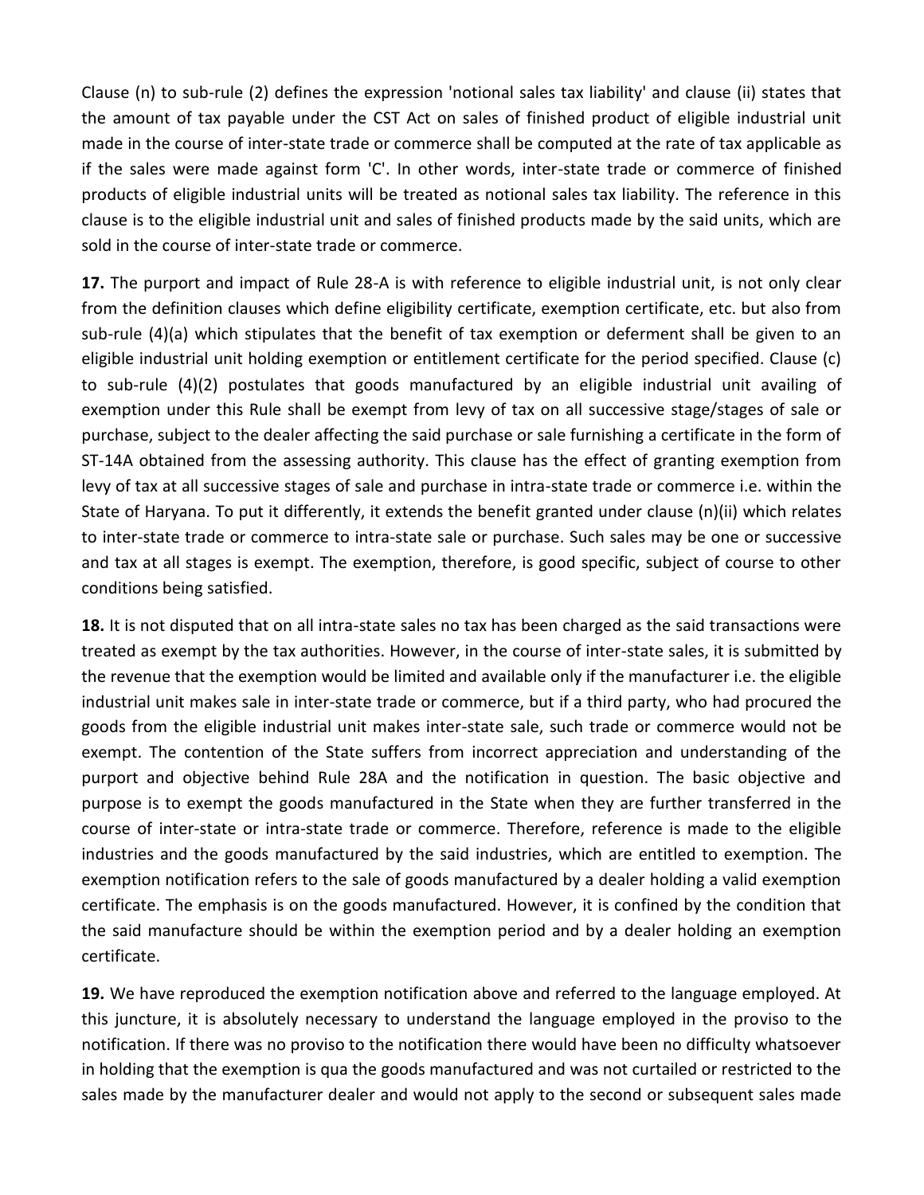Clause (n) to sub-rule (2) defines the expression 'notional sales tax liability' and clause (ii) states that the amount of tax payable under the CST Act on sales of finished product of eligible industrial unit made in the course of inter-state trade or commerce shall be computed at the rate of tax applicable as if the sales were made against form 'C'. In other words, inter-state trade or commerce of finished products of eligible industrial units will be treated as notional sales tax liability. The reference in this clause is to the eligible industrial unit and sales of finished products made by the said units, which are sold in the course of inter-state trade or commerce.

**17.** The purport and impact of Rule 28-A is with reference to eligible industrial unit, is not only clear from the definition clauses which define eligibility certificate, exemption certificate, etc. but also from sub-rule (4)(a) which stipulates that the benefit of tax exemption or deferment shall be given to an eligible industrial unit holding exemption or entitlement certificate for the period specified. Clause (c) to sub-rule (4)(2) postulates that goods manufactured by an eligible industrial unit availing of exemption under this Rule shall be exempt from levy of tax on all successive stage/stages of sale or purchase, subject to the dealer affecting the said purchase or sale furnishing a certificate in the form of ST-14A obtained from the assessing authority. This clause has the effect of granting exemption from levy of tax at all successive stages of sale and purchase in intra-state trade or commerce i.e. within the State of Haryana. To put it differently, it extends the benefit granted under clause (n)(ii) which relates to inter-state trade or commerce to intra-state sale or purchase. Such sales may be one or successive and tax at all stages is exempt. The exemption, therefore, is good specific, subject of course to other conditions being satisfied.

**18.** It is not disputed that on all intra-state sales no tax has been charged as the said transactions were treated as exempt by the tax authorities. However, in the course of inter-state sales, it is submitted by the revenue that the exemption would be limited and available only if the manufacturer i.e. the eligible industrial unit makes sale in inter-state trade or commerce, but if a third party, who had procured the goods from the eligible industrial unit makes inter-state sale, such trade or commerce would not be exempt. The contention of the State suffers from incorrect appreciation and understanding of the purport and objective behind Rule 28A and the notification in question. The basic objective and purpose is to exempt the goods manufactured in the State when they are further transferred in the course of inter-state or intra-state trade or commerce. Therefore, reference is made to the eligible industries and the goods manufactured by the said industries, which are entitled to exemption. The exemption notification refers to the sale of goods manufactured by a dealer holding a valid exemption certificate. The emphasis is on the goods manufactured. However, it is confined by the condition that the said manufacture should be within the exemption period and by a dealer holding an exemption certificate.

**19.** We have reproduced the exemption notification above and referred to the language employed. At this juncture, it is absolutely necessary to understand the language employed in the proviso to the notification. If there was no proviso to the notification there would have been no difficulty whatsoever in holding that the exemption is qua the goods manufactured and was not curtailed or restricted to the sales made by the manufacturer dealer and would not apply to the second or subsequent sales made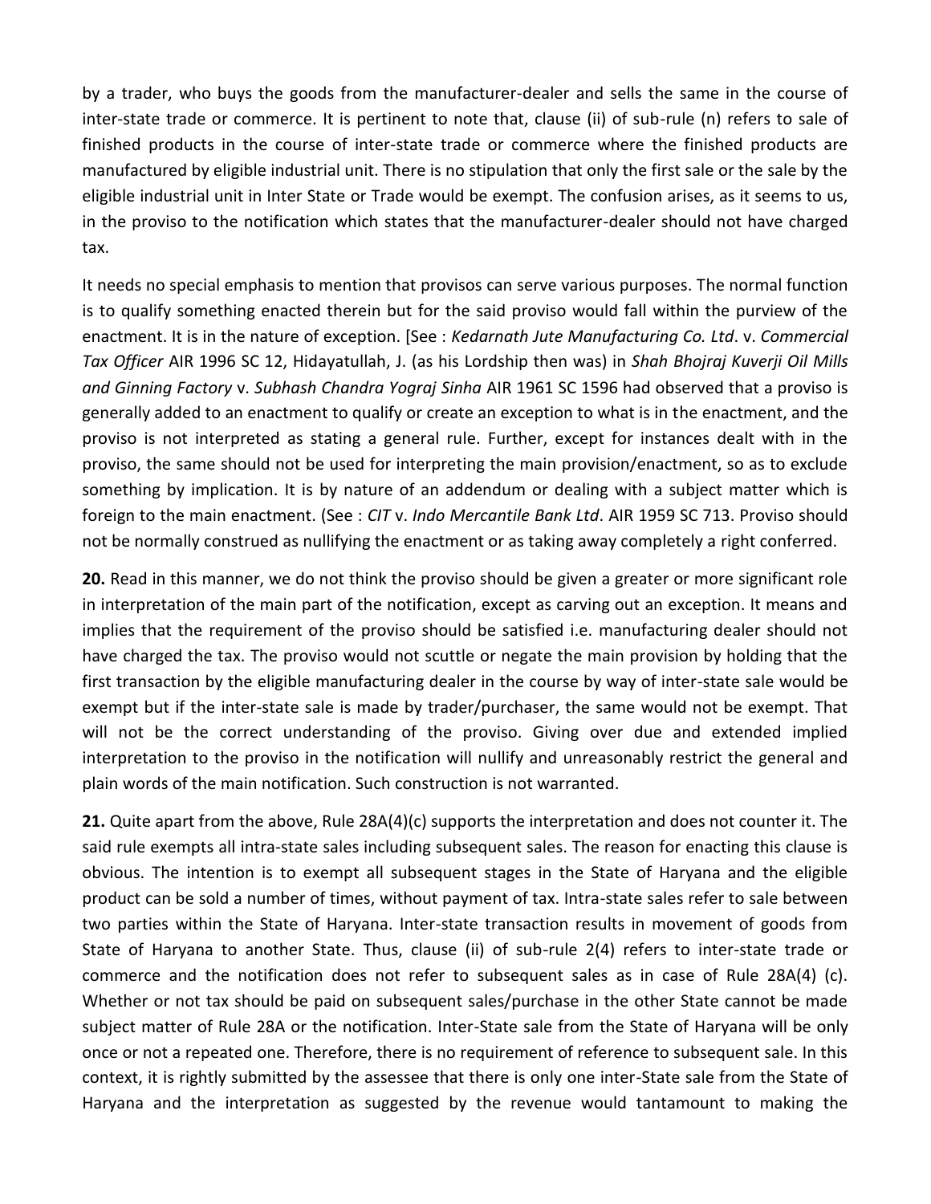by a trader, who buys the goods from the manufacturer-dealer and sells the same in the course of inter-state trade or commerce. It is pertinent to note that, clause (ii) of sub-rule (n) refers to sale of finished products in the course of inter-state trade or commerce where the finished products are manufactured by eligible industrial unit. There is no stipulation that only the first sale or the sale by the eligible industrial unit in Inter State or Trade would be exempt. The confusion arises, as it seems to us, in the proviso to the notification which states that the manufacturer-dealer should not have charged tax.

It needs no special emphasis to mention that provisos can serve various purposes. The normal function is to qualify something enacted therein but for the said proviso would fall within the purview of the enactment. It is in the nature of exception. [See : *Kedarnath Jute Manufacturing Co. Ltd*. v. *Commercial Tax Officer* AIR 1996 SC 12, Hidayatullah, J. (as his Lordship then was) in *Shah Bhojraj Kuverji Oil Mills and Ginning Factory* v. *Subhash Chandra Yograj Sinha* AIR 1961 SC 1596 had observed that a proviso is generally added to an enactment to qualify or create an exception to what is in the enactment, and the proviso is not interpreted as stating a general rule. Further, except for instances dealt with in the proviso, the same should not be used for interpreting the main provision/enactment, so as to exclude something by implication. It is by nature of an addendum or dealing with a subject matter which is foreign to the main enactment. (See : *CIT* v. *Indo Mercantile Bank Ltd*. AIR 1959 SC 713. Proviso should not be normally construed as nullifying the enactment or as taking away completely a right conferred.

**20.** Read in this manner, we do not think the proviso should be given a greater or more significant role in interpretation of the main part of the notification, except as carving out an exception. It means and implies that the requirement of the proviso should be satisfied i.e. manufacturing dealer should not have charged the tax. The proviso would not scuttle or negate the main provision by holding that the first transaction by the eligible manufacturing dealer in the course by way of inter-state sale would be exempt but if the inter-state sale is made by trader/purchaser, the same would not be exempt. That will not be the correct understanding of the proviso. Giving over due and extended implied interpretation to the proviso in the notification will nullify and unreasonably restrict the general and plain words of the main notification. Such construction is not warranted.

**21.** Quite apart from the above, Rule 28A(4)(c) supports the interpretation and does not counter it. The said rule exempts all intra-state sales including subsequent sales. The reason for enacting this clause is obvious. The intention is to exempt all subsequent stages in the State of Haryana and the eligible product can be sold a number of times, without payment of tax. Intra-state sales refer to sale between two parties within the State of Haryana. Inter-state transaction results in movement of goods from State of Haryana to another State. Thus, clause (ii) of sub-rule 2(4) refers to inter-state trade or commerce and the notification does not refer to subsequent sales as in case of Rule 28A(4) (c). Whether or not tax should be paid on subsequent sales/purchase in the other State cannot be made subject matter of Rule 28A or the notification. Inter-State sale from the State of Haryana will be only once or not a repeated one. Therefore, there is no requirement of reference to subsequent sale. In this context, it is rightly submitted by the assessee that there is only one inter-State sale from the State of Haryana and the interpretation as suggested by the revenue would tantamount to making the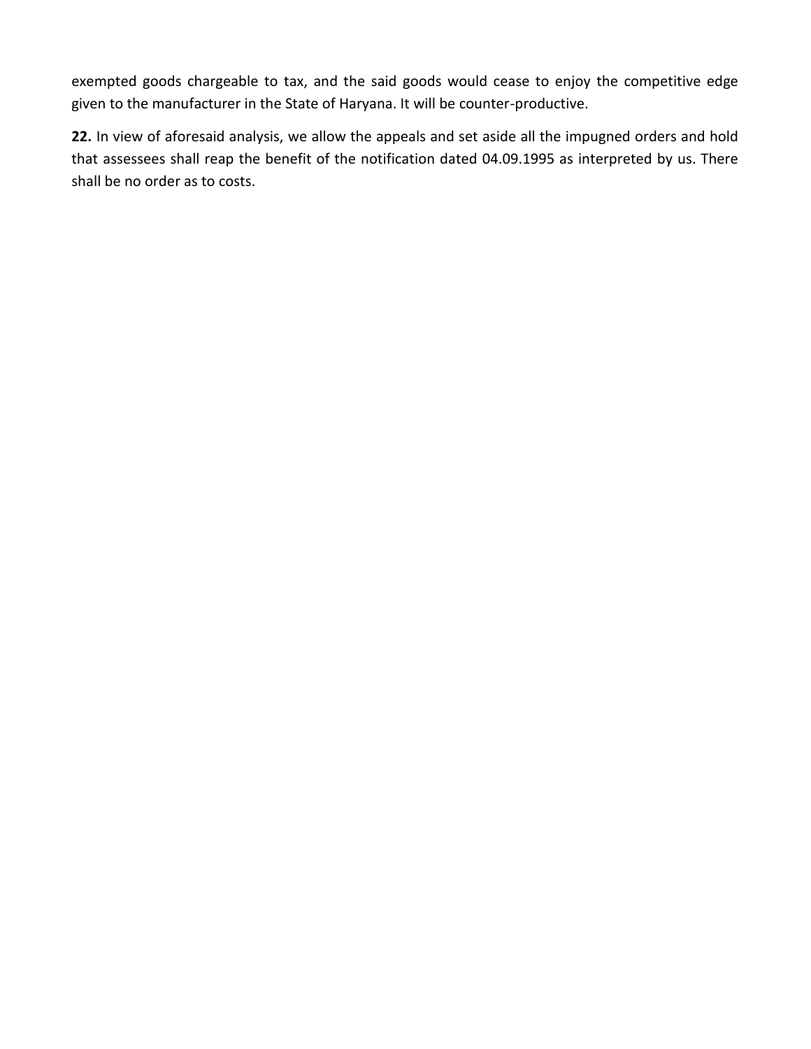exempted goods chargeable to tax, and the said goods would cease to enjoy the competitive edge given to the manufacturer in the State of Haryana. It will be counter-productive.

**22.** In view of aforesaid analysis, we allow the appeals and set aside all the impugned orders and hold that assessees shall reap the benefit of the notification dated 04.09.1995 as interpreted by us. There shall be no order as to costs.